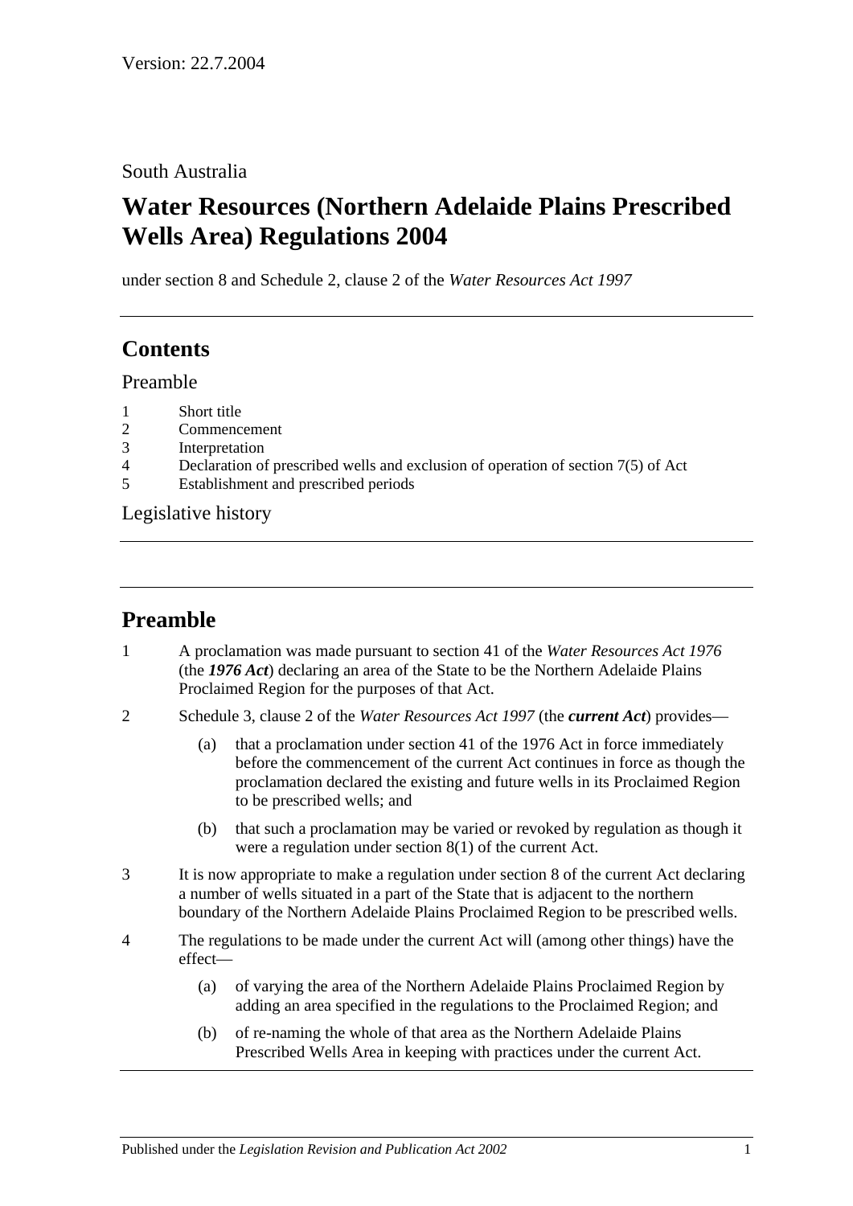Version: 22.7.2004

South Australia

# Water Resources (Northern Adelaide Plains Prescribed Wells Area) Regulations 2004

under section 8 and Schedule 2, clause 2 of the *Water Resources Act 1997*

## Contents

Preamble

1 Short title
2 Commencement
3 Interpretation
4 Declaration of prescribed wells and exclusion of operation of section 7(5) of Act
5 Establishment and prescribed periods

Legislative history

## Preamble

1 A proclamation was made pursuant to section 41 of the *Water Resources Act 1976* (the ***1976 Act***) declaring an area of the State to be the Northern Adelaide Plains Proclaimed Region for the purposes of that Act.

2 Schedule 3, clause 2 of the *Water Resources Act 1997* (the ***current Act***) provides—

   (a) that a proclamation under section 41 of the 1976 Act in force immediately before the commencement of the current Act continues in force as though the proclamation declared the existing and future wells in its Proclaimed Region to be prescribed wells; and

   (b) that such a proclamation may be varied or revoked by regulation as though it were a regulation under section 8(1) of the current Act.

3 It is now appropriate to make a regulation under section 8 of the current Act declaring a number of wells situated in a part of the State that is adjacent to the northern boundary of the Northern Adelaide Plains Proclaimed Region to be prescribed wells.

4 The regulations to be made under the current Act will (among other things) have the effect—

   (a) of varying the area of the Northern Adelaide Plains Proclaimed Region by adding an area specified in the regulations to the Proclaimed Region; and

   (b) of re-naming the whole of that area as the Northern Adelaide Plains Prescribed Wells Area in keeping with practices under the current Act.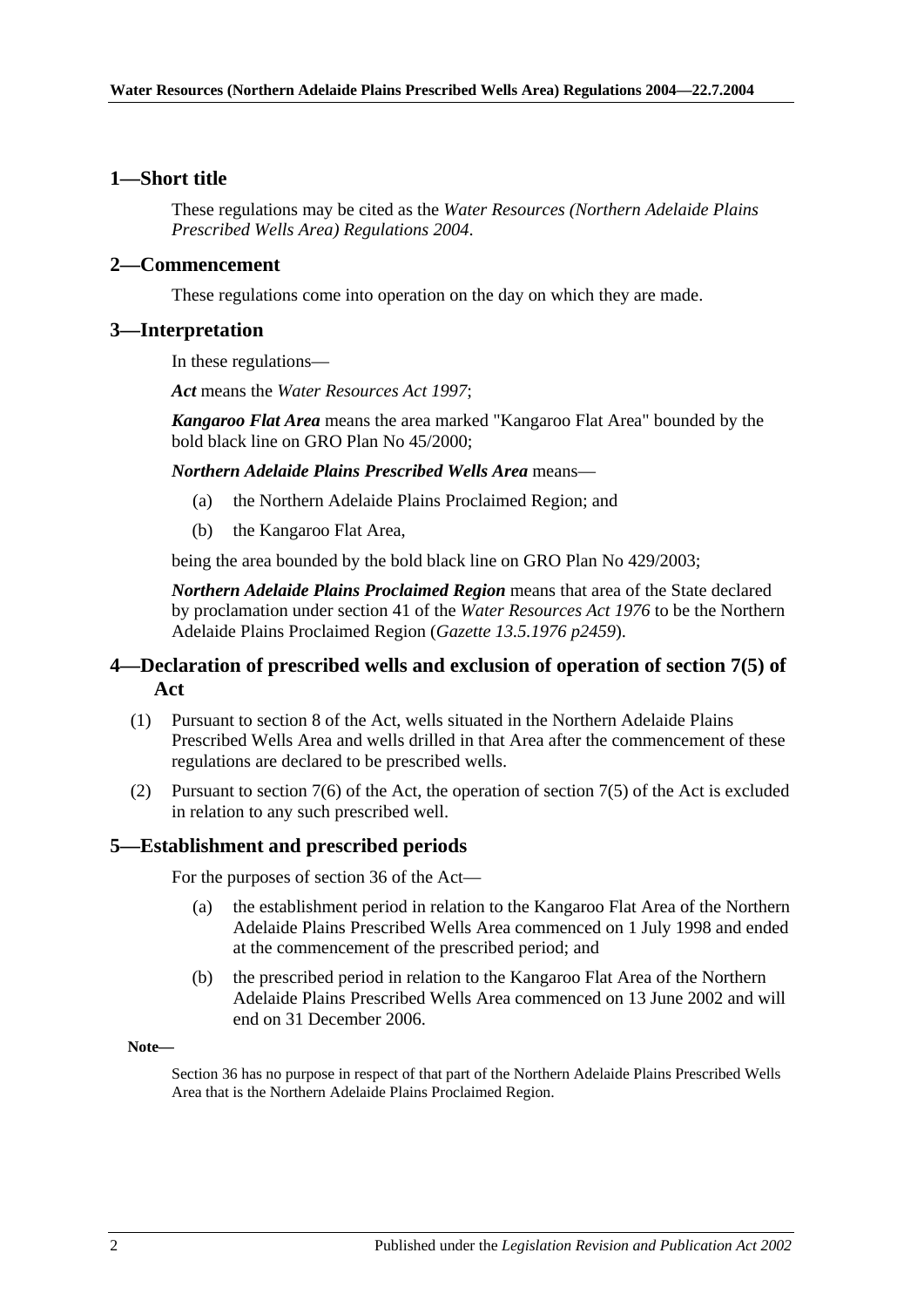## 1—Short title

These regulations may be cited as the *Water Resources (Northern Adelaide Plains Prescribed Wells Area) Regulations 2004*.

## 2—Commencement

These regulations come into operation on the day on which they are made.

## 3—Interpretation

In these regulations—

***Act*** means the *Water Resources Act 1997*;

***Kangaroo Flat Area*** means the area marked "Kangaroo Flat Area" bounded by the bold black line on GRO Plan No 45/2000;

***Northern Adelaide Plains Prescribed Wells Area*** means—

(a) the Northern Adelaide Plains Proclaimed Region; and

(b) the Kangaroo Flat Area,

being the area bounded by the bold black line on GRO Plan No 429/2003;

***Northern Adelaide Plains Proclaimed Region*** means that area of the State declared by proclamation under section 41 of the *Water Resources Act 1976* to be the Northern Adelaide Plains Proclaimed Region (*Gazette 13.5.1976 p2459*).

## 4—Declaration of prescribed wells and exclusion of operation of section 7(5) of Act

(1) Pursuant to section 8 of the Act, wells situated in the Northern Adelaide Plains Prescribed Wells Area and wells drilled in that Area after the commencement of these regulations are declared to be prescribed wells.

(2) Pursuant to section 7(6) of the Act, the operation of section 7(5) of the Act is excluded in relation to any such prescribed well.

## 5—Establishment and prescribed periods

For the purposes of section 36 of the Act—

(a) the establishment period in relation to the Kangaroo Flat Area of the Northern Adelaide Plains Prescribed Wells Area commenced on 1 July 1998 and ended at the commencement of the prescribed period; and

(b) the prescribed period in relation to the Kangaroo Flat Area of the Northern Adelaide Plains Prescribed Wells Area commenced on 13 June 2002 and will end on 31 December 2006.

**Note—**

Section 36 has no purpose in respect of that part of the Northern Adelaide Plains Prescribed Wells Area that is the Northern Adelaide Plains Proclaimed Region.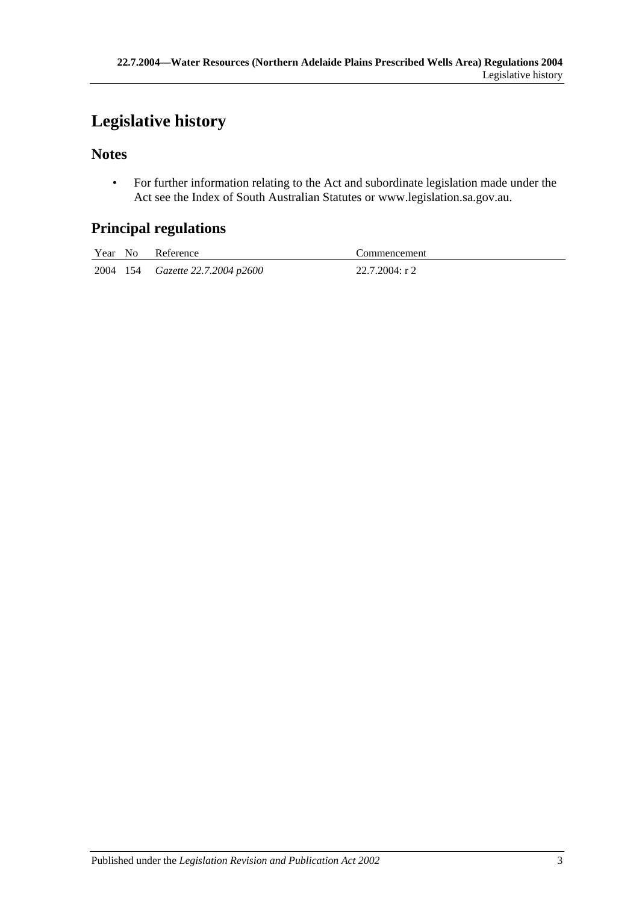# Legislative history

## Notes

- For further information relating to the Act and subordinate legislation made under the Act see the Index of South Australian Statutes or www.legislation.sa.gov.au.

## Principal regulations

| Year | No | Reference | Commencement |
|---|---|---|---|
| 2004 | 154 | *Gazette 22.7.2004 p2600* | 22.7.2004: r 2 |